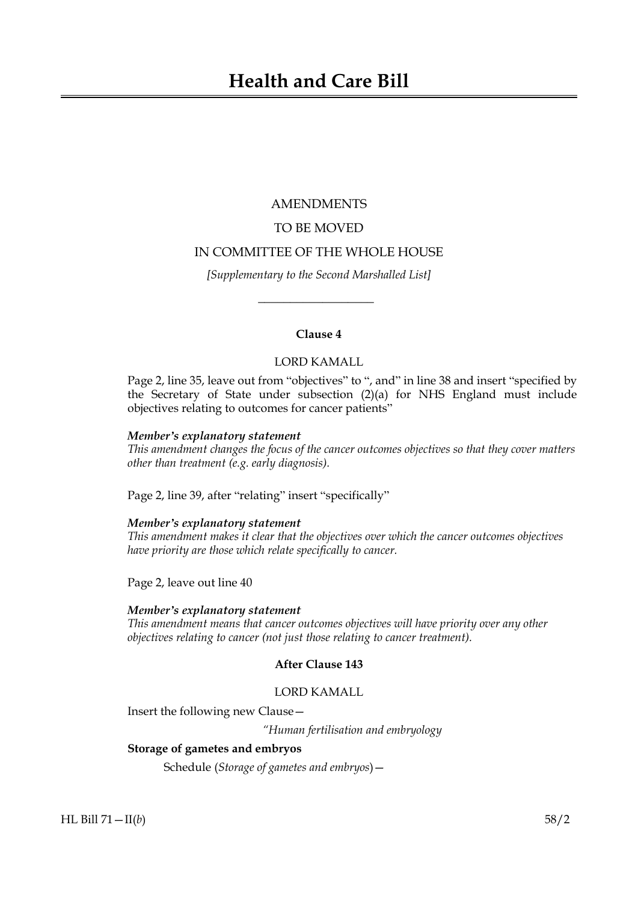# Health and Care Bill

AMENDMENTS

TO BE MOVED

IN COMMITTEE OF THE WHOLE HOUSE

*[Supplementary to the Second Marshalled List]*

---

**Clause 4**

LORD KAMALL

Page 2, line 35, leave out from "objectives" to ", and" in line 38 and insert "specified by the Secretary of State under subsection (2)(a) for NHS England must include objectives relating to outcomes for cancer patients"

***Member's explanatory statement***

*This amendment changes the focus of the cancer outcomes objectives so that they cover matters other than treatment (e.g. early diagnosis).*

Page 2, line 39, after "relating" insert "specifically"

***Member's explanatory statement***

*This amendment makes it clear that the objectives over which the cancer outcomes objectives have priority are those which relate specifically to cancer.*

Page 2, leave out line 40

***Member's explanatory statement***

*This amendment means that cancer outcomes objectives will have priority over any other objectives relating to cancer (not just those relating to cancer treatment).*

**After Clause 143**

LORD KAMALL

Insert the following new Clause—

*"Human fertilisation and embryology*

**Storage of gametes and embryos**

Schedule (*Storage of gametes and embryos*)—

HL Bill 71—II(*b*) 58/2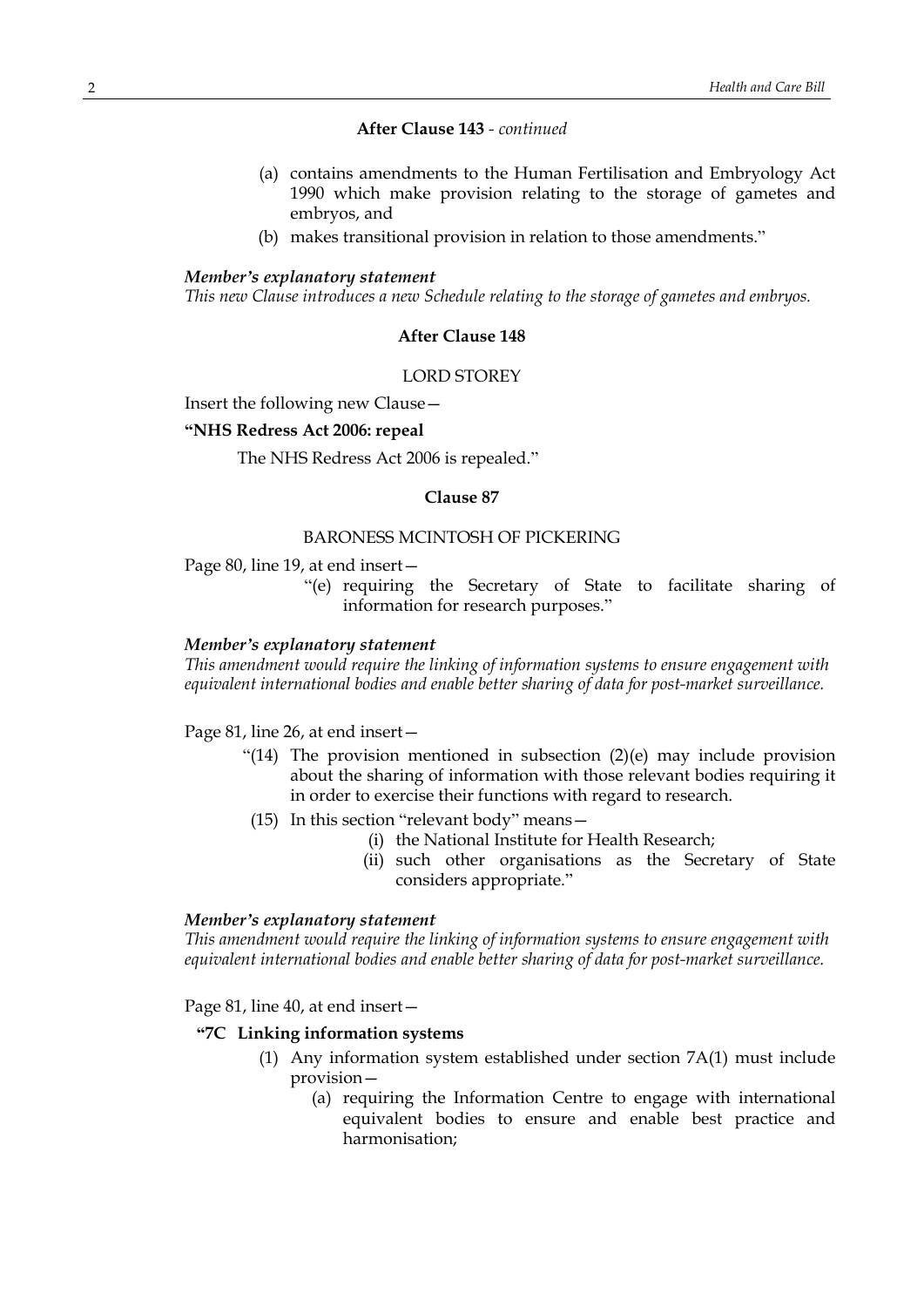**After Clause 143** - *continued*

(a) contains amendments to the Human Fertilisation and Embryology Act 1990 which make provision relating to the storage of gametes and embryos, and

(b) makes transitional provision in relation to those amendments."

***Member's explanatory statement***

*This new Clause introduces a new Schedule relating to the storage of gametes and embryos.*

**After Clause 148**

LORD STOREY

Insert the following new Clause—

**"NHS Redress Act 2006: repeal**

The NHS Redress Act 2006 is repealed."

**Clause 87**

BARONESS MCINTOSH OF PICKERING

Page 80, line 19, at end insert—

"(e) requiring the Secretary of State to facilitate sharing of information for research purposes."

***Member's explanatory statement***

*This amendment would require the linking of information systems to ensure engagement with equivalent international bodies and enable better sharing of data for post-market surveillance.*

Page 81, line 26, at end insert—

"(14) The provision mentioned in subsection (2)(e) may include provision about the sharing of information with those relevant bodies requiring it in order to exercise their functions with regard to research.

(15) In this section "relevant body" means—

(i) the National Institute for Health Research;

(ii) such other organisations as the Secretary of State considers appropriate."

***Member's explanatory statement***

*This amendment would require the linking of information systems to ensure engagement with equivalent international bodies and enable better sharing of data for post-market surveillance.*

Page 81, line 40, at end insert—

**"7C Linking information systems**

(1) Any information system established under section 7A(1) must include provision—

(a) requiring the Information Centre to engage with international equivalent bodies to ensure and enable best practice and harmonisation;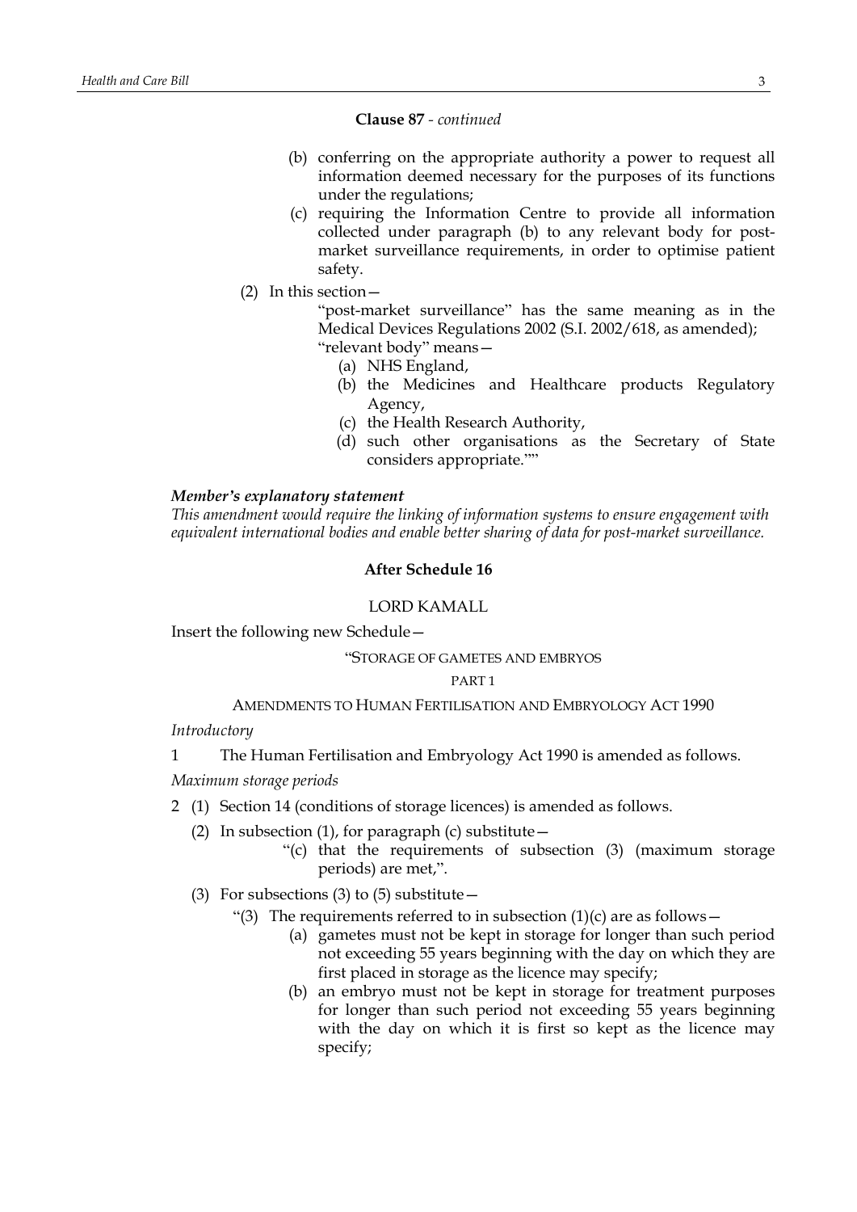**Clause 87** - *continued*

(b) conferring on the appropriate authority a power to request all information deemed necessary for the purposes of its functions under the regulations;

(c) requiring the Information Centre to provide all information collected under paragraph (b) to any relevant body for post-market surveillance requirements, in order to optimise patient safety.

(2) In this section—

"post-market surveillance" has the same meaning as in the Medical Devices Regulations 2002 (S.I. 2002/618, as amended);

"relevant body" means—

(a) NHS England,

(b) the Medicines and Healthcare products Regulatory Agency,

(c) the Health Research Authority,

(d) such other organisations as the Secretary of State considers appropriate.""

***Member's explanatory statement***

*This amendment would require the linking of information systems to ensure engagement with equivalent international bodies and enable better sharing of data for post-market surveillance.*

**After Schedule 16**

LORD KAMALL

Insert the following new Schedule—

"STORAGE OF GAMETES AND EMBRYOS

PART 1

AMENDMENTS TO HUMAN FERTILISATION AND EMBRYOLOGY ACT 1990

*Introductory*

1 The Human Fertilisation and Embryology Act 1990 is amended as follows.

*Maximum storage periods*

2 (1) Section 14 (conditions of storage licences) is amended as follows.

(2) In subsection (1), for paragraph (c) substitute—

"(c) that the requirements of subsection (3) (maximum storage periods) are met,".

(3) For subsections (3) to (5) substitute—

"(3) The requirements referred to in subsection (1)(c) are as follows—

(a) gametes must not be kept in storage for longer than such period not exceeding 55 years beginning with the day on which they are first placed in storage as the licence may specify;

(b) an embryo must not be kept in storage for treatment purposes for longer than such period not exceeding 55 years beginning with the day on which it is first so kept as the licence may specify;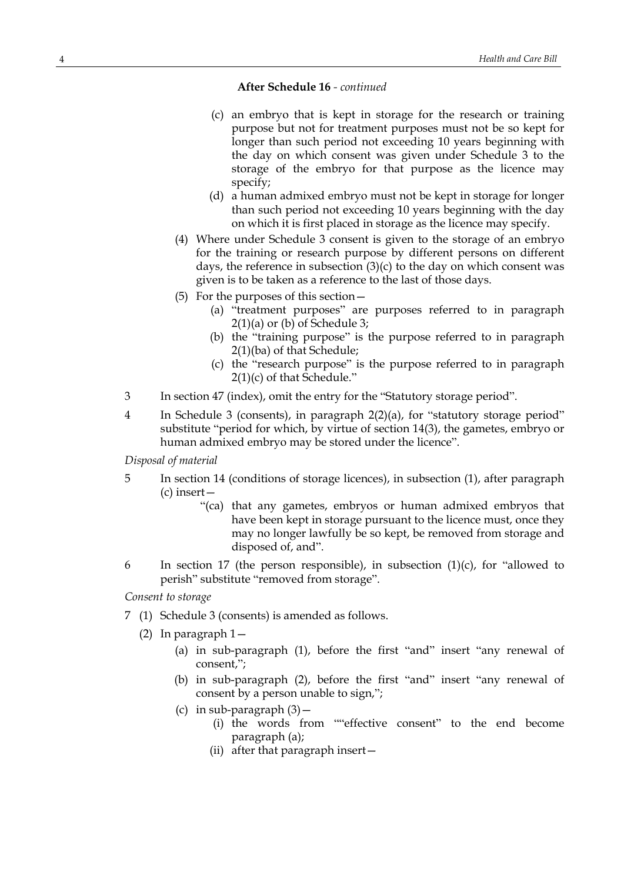**After Schedule 16** - *continued*

(c) an embryo that is kept in storage for the research or training purpose but not for treatment purposes must not be so kept for longer than such period not exceeding 10 years beginning with the day on which consent was given under Schedule 3 to the storage of the embryo for that purpose as the licence may specify;

(d) a human admixed embryo must not be kept in storage for longer than such period not exceeding 10 years beginning with the day on which it is first placed in storage as the licence may specify.

(4) Where under Schedule 3 consent is given to the storage of an embryo for the training or research purpose by different persons on different days, the reference in subsection (3)(c) to the day on which consent was given is to be taken as a reference to the last of those days.

(5) For the purposes of this section—

(a) "treatment purposes" are purposes referred to in paragraph 2(1)(a) or (b) of Schedule 3;

(b) the "training purpose" is the purpose referred to in paragraph 2(1)(ba) of that Schedule;

(c) the "research purpose" is the purpose referred to in paragraph 2(1)(c) of that Schedule."

3 In section 47 (index), omit the entry for the "Statutory storage period".

4 In Schedule 3 (consents), in paragraph 2(2)(a), for "statutory storage period" substitute "period for which, by virtue of section 14(3), the gametes, embryo or human admixed embryo may be stored under the licence".

*Disposal of material*

5 In section 14 (conditions of storage licences), in subsection (1), after paragraph (c) insert—

"(ca) that any gametes, embryos or human admixed embryos that have been kept in storage pursuant to the licence must, once they may no longer lawfully be so kept, be removed from storage and disposed of, and".

6 In section 17 (the person responsible), in subsection (1)(c), for "allowed to perish" substitute "removed from storage".

*Consent to storage*

7 (1) Schedule 3 (consents) is amended as follows.

(2) In paragraph 1—

(a) in sub-paragraph (1), before the first "and" insert "any renewal of consent,";

(b) in sub-paragraph (2), before the first "and" insert "any renewal of consent by a person unable to sign,";

(c) in sub-paragraph (3)—

(i) the words from ""effective consent" to the end become paragraph (a);

(ii) after that paragraph insert—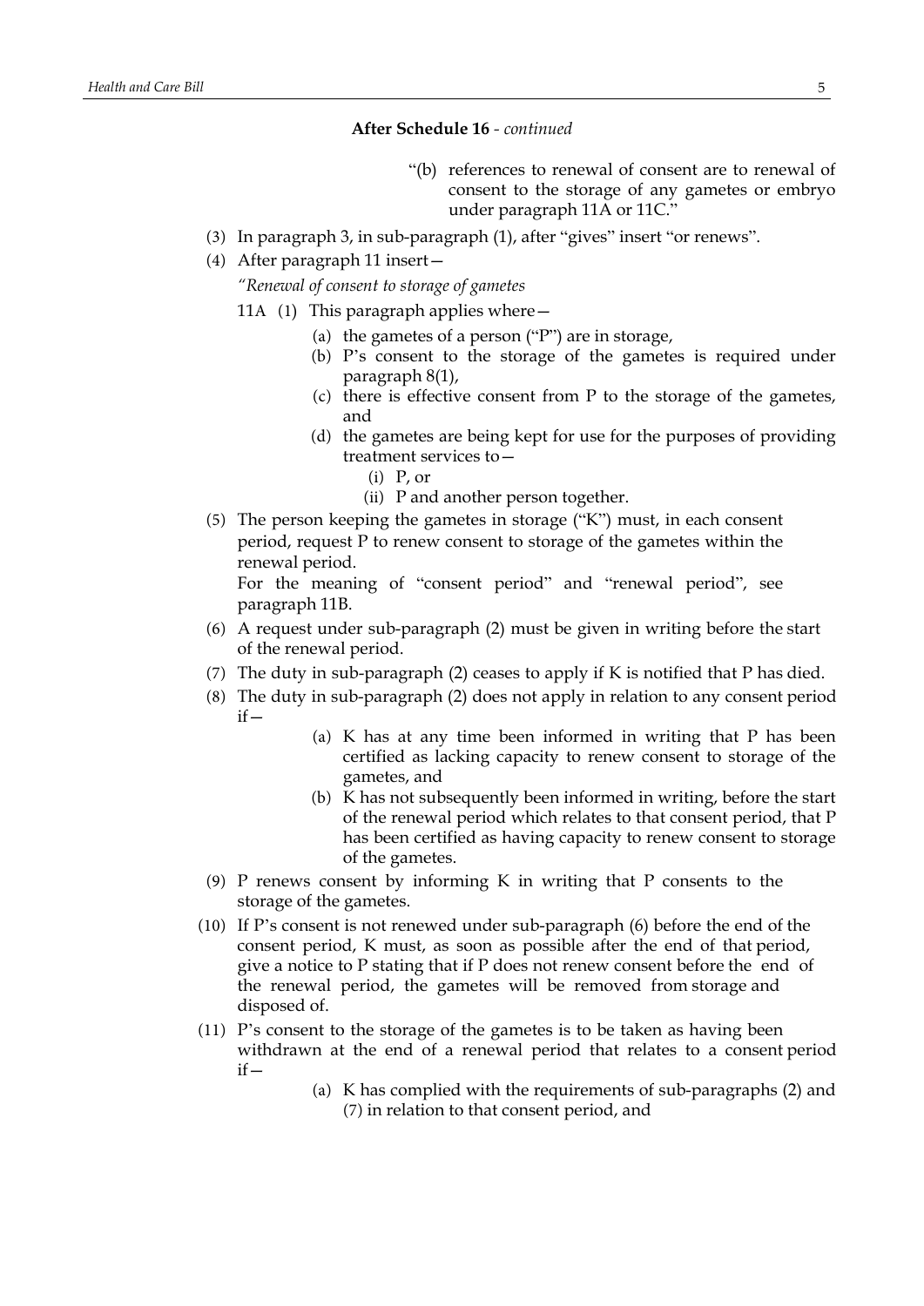**After Schedule 16** - *continued*

"(b) references to renewal of consent are to renewal of consent to the storage of any gametes or embryo under paragraph 11A or 11C."

(3) In paragraph 3, in sub-paragraph (1), after "gives" insert "or renews".

(4) After paragraph 11 insert—

*"Renewal of consent to storage of gametes*

11A (1) This paragraph applies where—

(a) the gametes of a person ("P") are in storage,

(b) P's consent to the storage of the gametes is required under paragraph 8(1),

(c) there is effective consent from P to the storage of the gametes, and

(d) the gametes are being kept for use for the purposes of providing treatment services to—

(i) P, or

(ii) P and another person together.

(5) The person keeping the gametes in storage ("K") must, in each consent period, request P to renew consent to storage of the gametes within the renewal period.

For the meaning of "consent period" and "renewal period", see paragraph 11B.

(6) A request under sub-paragraph (2) must be given in writing before the start of the renewal period.

(7) The duty in sub-paragraph (2) ceases to apply if K is notified that P has died.

(8) The duty in sub-paragraph (2) does not apply in relation to any consent period if—

(a) K has at any time been informed in writing that P has been certified as lacking capacity to renew consent to storage of the gametes, and

(b) K has not subsequently been informed in writing, before the start of the renewal period which relates to that consent period, that P has been certified as having capacity to renew consent to storage of the gametes.

(9) P renews consent by informing K in writing that P consents to the storage of the gametes.

(10) If P's consent is not renewed under sub-paragraph (6) before the end of the consent period, K must, as soon as possible after the end of that period, give a notice to P stating that if P does not renew consent before the end of the renewal period, the gametes will be removed from storage and disposed of.

(11) P's consent to the storage of the gametes is to be taken as having been withdrawn at the end of a renewal period that relates to a consent period if—

(a) K has complied with the requirements of sub-paragraphs (2) and (7) in relation to that consent period, and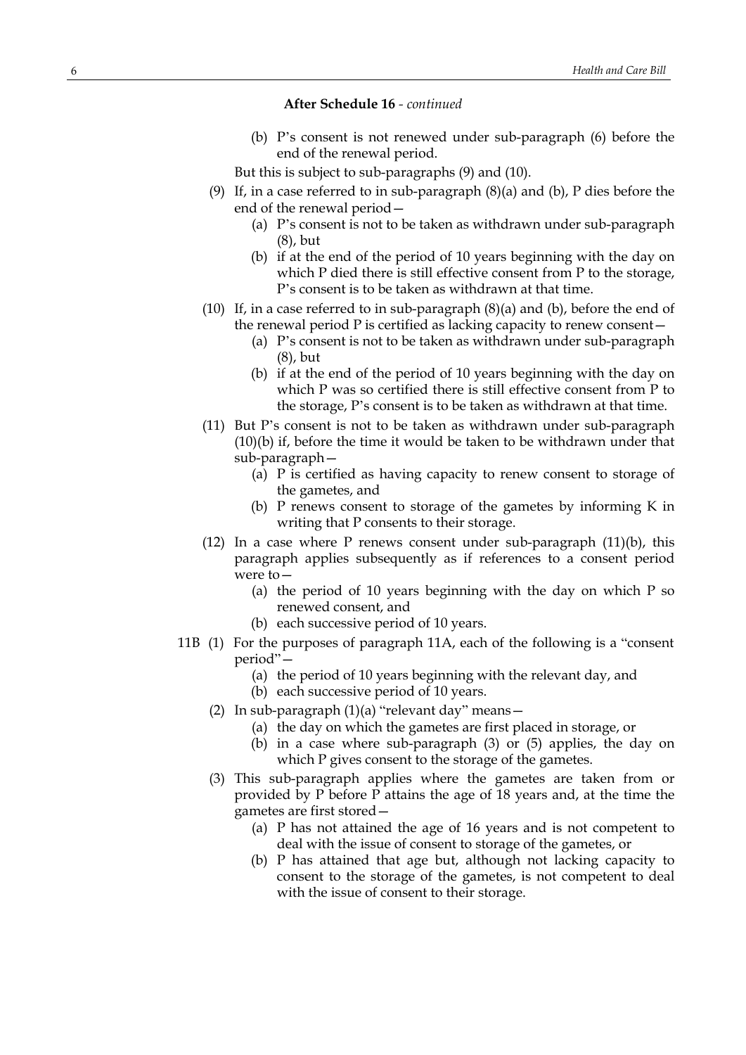**After Schedule 16** - *continued*

(b) P's consent is not renewed under sub-paragraph (6) before the end of the renewal period.

But this is subject to sub-paragraphs (9) and (10).

(9) If, in a case referred to in sub-paragraph (8)(a) and (b), P dies before the end of the renewal period—

(a) P's consent is not to be taken as withdrawn under sub-paragraph (8), but

(b) if at the end of the period of 10 years beginning with the day on which P died there is still effective consent from P to the storage, P's consent is to be taken as withdrawn at that time.

(10) If, in a case referred to in sub-paragraph (8)(a) and (b), before the end of the renewal period P is certified as lacking capacity to renew consent—

(a) P's consent is not to be taken as withdrawn under sub-paragraph (8), but

(b) if at the end of the period of 10 years beginning with the day on which P was so certified there is still effective consent from P to the storage, P's consent is to be taken as withdrawn at that time.

(11) But P's consent is not to be taken as withdrawn under sub-paragraph (10)(b) if, before the time it would be taken to be withdrawn under that sub-paragraph—

(a) P is certified as having capacity to renew consent to storage of the gametes, and

(b) P renews consent to storage of the gametes by informing K in writing that P consents to their storage.

(12) In a case where P renews consent under sub-paragraph (11)(b), this paragraph applies subsequently as if references to a consent period were to—

(a) the period of 10 years beginning with the day on which P so renewed consent, and

(b) each successive period of 10 years.

11B (1) For the purposes of paragraph 11A, each of the following is a "consent period"—

(a) the period of 10 years beginning with the relevant day, and

(b) each successive period of 10 years.

(2) In sub-paragraph (1)(a) "relevant day" means—

(a) the day on which the gametes are first placed in storage, or

(b) in a case where sub-paragraph (3) or (5) applies, the day on which P gives consent to the storage of the gametes.

(3) This sub-paragraph applies where the gametes are taken from or provided by P before P attains the age of 18 years and, at the time the gametes are first stored—

(a) P has not attained the age of 16 years and is not competent to deal with the issue of consent to storage of the gametes, or

(b) P has attained that age but, although not lacking capacity to consent to the storage of the gametes, is not competent to deal with the issue of consent to their storage.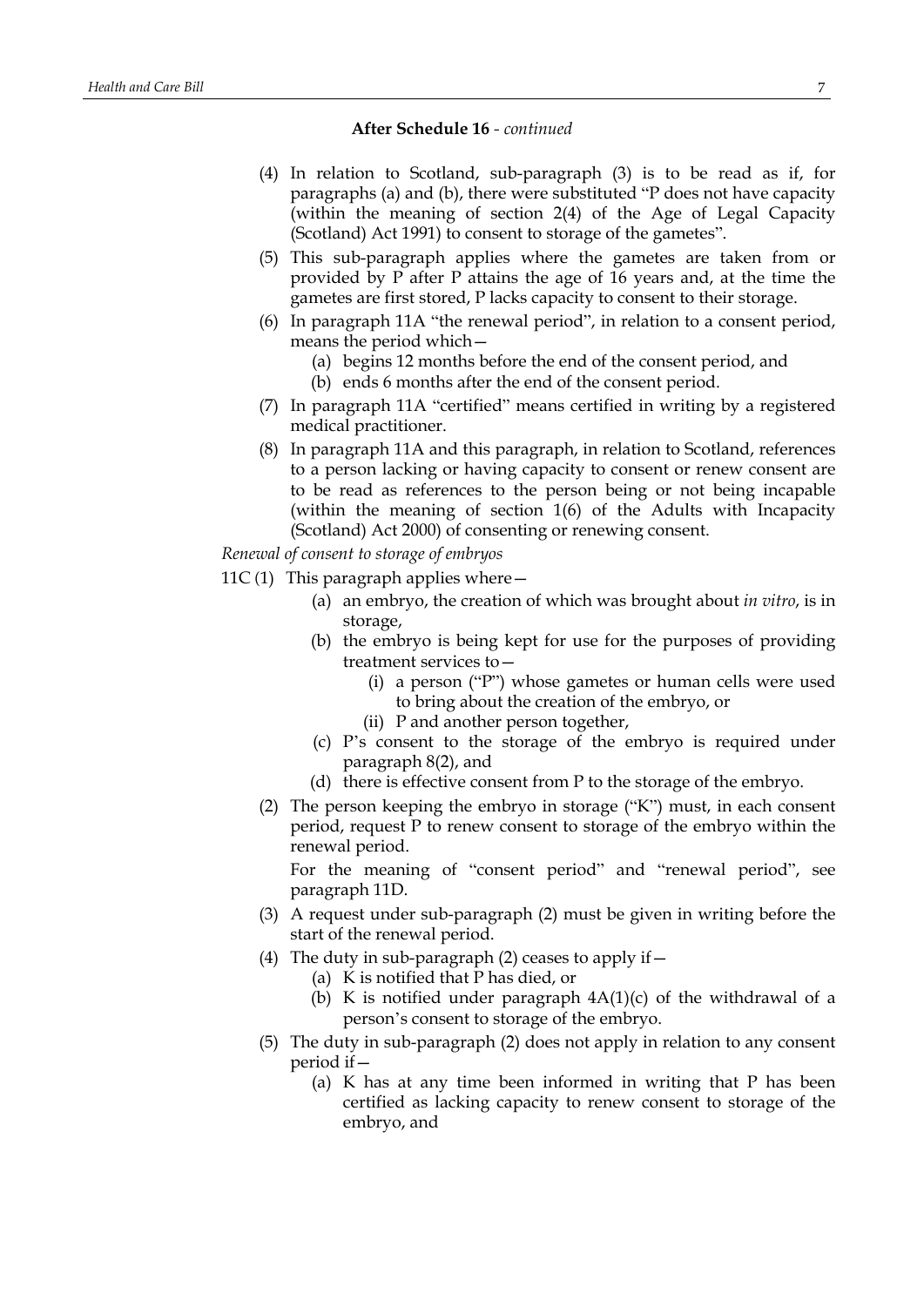**After Schedule 16** - *continued*

(4) In relation to Scotland, sub-paragraph (3) is to be read as if, for paragraphs (a) and (b), there were substituted "P does not have capacity (within the meaning of section 2(4) of the Age of Legal Capacity (Scotland) Act 1991) to consent to storage of the gametes".

(5) This sub-paragraph applies where the gametes are taken from or provided by P after P attains the age of 16 years and, at the time the gametes are first stored, P lacks capacity to consent to their storage.

(6) In paragraph 11A "the renewal period", in relation to a consent period, means the period which—

- (a) begins 12 months before the end of the consent period, and
- (b) ends 6 months after the end of the consent period.

(7) In paragraph 11A "certified" means certified in writing by a registered medical practitioner.

(8) In paragraph 11A and this paragraph, in relation to Scotland, references to a person lacking or having capacity to consent or renew consent are to be read as references to the person being or not being incapable (within the meaning of section 1(6) of the Adults with Incapacity (Scotland) Act 2000) of consenting or renewing consent.

*Renewal of consent to storage of embryos*

11C (1) This paragraph applies where—

- (a) an embryo, the creation of which was brought about *in vitro*, is in storage,
- (b) the embryo is being kept for use for the purposes of providing treatment services to—
  - (i) a person ("P") whose gametes or human cells were used to bring about the creation of the embryo, or
  - (ii) P and another person together,
- (c) P's consent to the storage of the embryo is required under paragraph 8(2), and
- (d) there is effective consent from P to the storage of the embryo.

(2) The person keeping the embryo in storage ("K") must, in each consent period, request P to renew consent to storage of the embryo within the renewal period.

For the meaning of "consent period" and "renewal period", see paragraph 11D.

(3) A request under sub-paragraph (2) must be given in writing before the start of the renewal period.

(4) The duty in sub-paragraph (2) ceases to apply if—

- (a) K is notified that P has died, or
- (b) K is notified under paragraph 4A(1)(c) of the withdrawal of a person's consent to storage of the embryo.

(5) The duty in sub-paragraph (2) does not apply in relation to any consent period if—

- (a) K has at any time been informed in writing that P has been certified as lacking capacity to renew consent to storage of the embryo, and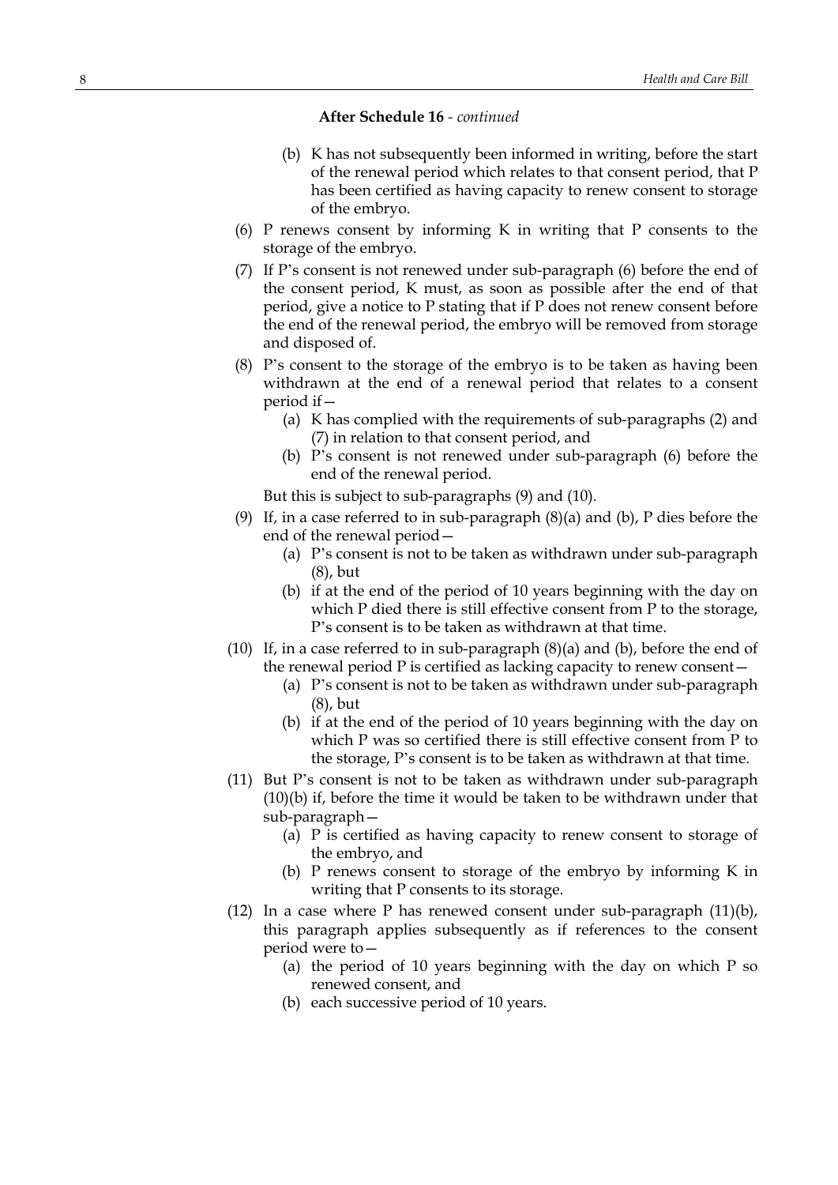**After Schedule 16** - *continued*

(b) K has not subsequently been informed in writing, before the start of the renewal period which relates to that consent period, that P has been certified as having capacity to renew consent to storage of the embryo.

(6) P renews consent by informing K in writing that P consents to the storage of the embryo.

(7) If P's consent is not renewed under sub-paragraph (6) before the end of the consent period, K must, as soon as possible after the end of that period, give a notice to P stating that if P does not renew consent before the end of the renewal period, the embryo will be removed from storage and disposed of.

(8) P's consent to the storage of the embryo is to be taken as having been withdrawn at the end of a renewal period that relates to a consent period if—

(a) K has complied with the requirements of sub-paragraphs (2) and (7) in relation to that consent period, and

(b) P's consent is not renewed under sub-paragraph (6) before the end of the renewal period.

But this is subject to sub-paragraphs (9) and (10).

(9) If, in a case referred to in sub-paragraph (8)(a) and (b), P dies before the end of the renewal period—

(a) P's consent is not to be taken as withdrawn under sub-paragraph (8), but

(b) if at the end of the period of 10 years beginning with the day on which P died there is still effective consent from P to the storage, P's consent is to be taken as withdrawn at that time.

(10) If, in a case referred to in sub-paragraph (8)(a) and (b), before the end of the renewal period P is certified as lacking capacity to renew consent—

(a) P's consent is not to be taken as withdrawn under sub-paragraph (8), but

(b) if at the end of the period of 10 years beginning with the day on which P was so certified there is still effective consent from P to the storage, P's consent is to be taken as withdrawn at that time.

(11) But P's consent is not to be taken as withdrawn under sub-paragraph (10)(b) if, before the time it would be taken to be withdrawn under that sub-paragraph—

(a) P is certified as having capacity to renew consent to storage of the embryo, and

(b) P renews consent to storage of the embryo by informing K in writing that P consents to its storage.

(12) In a case where P has renewed consent under sub-paragraph (11)(b), this paragraph applies subsequently as if references to the consent period were to—

(a) the period of 10 years beginning with the day on which P so renewed consent, and

(b) each successive period of 10 years.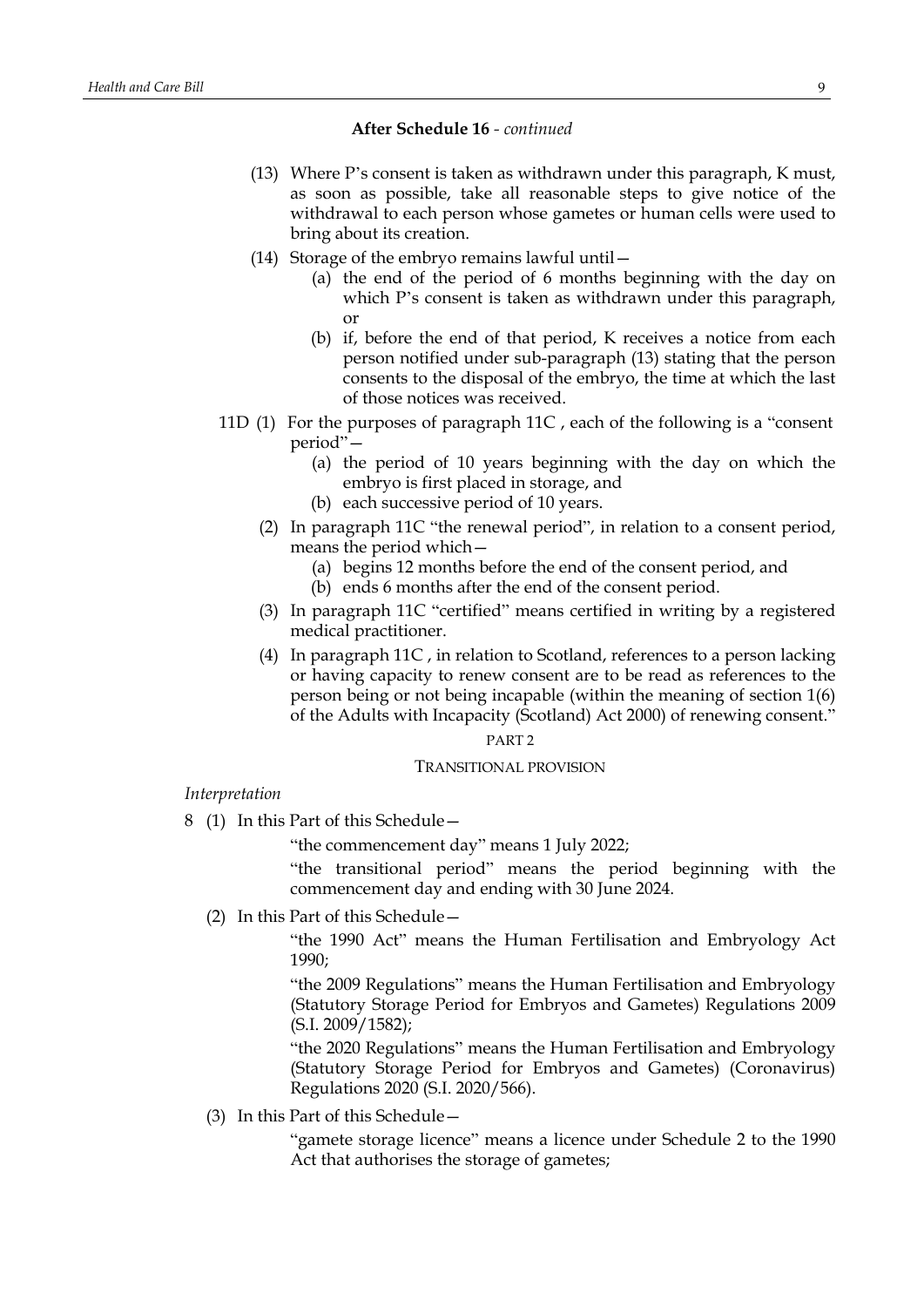**After Schedule 16** - *continued*

(13) Where P's consent is taken as withdrawn under this paragraph, K must, as soon as possible, take all reasonable steps to give notice of the withdrawal to each person whose gametes or human cells were used to bring about its creation.

(14) Storage of the embryo remains lawful until—

(a) the end of the period of 6 months beginning with the day on which P's consent is taken as withdrawn under this paragraph, or

(b) if, before the end of that period, K receives a notice from each person notified under sub-paragraph (13) stating that the person consents to the disposal of the embryo, the time at which the last of those notices was received.

11D (1) For the purposes of paragraph 11C , each of the following is a "consent period"—

(a) the period of 10 years beginning with the day on which the embryo is first placed in storage, and

(b) each successive period of 10 years.

(2) In paragraph 11C "the renewal period", in relation to a consent period, means the period which—

(a) begins 12 months before the end of the consent period, and

(b) ends 6 months after the end of the consent period.

(3) In paragraph 11C "certified" means certified in writing by a registered medical practitioner.

(4) In paragraph 11C , in relation to Scotland, references to a person lacking or having capacity to renew consent are to be read as references to the person being or not being incapable (within the meaning of section 1(6) of the Adults with Incapacity (Scotland) Act 2000) of renewing consent."

PART 2

TRANSITIONAL PROVISION

*Interpretation*

8 (1) In this Part of this Schedule—

"the commencement day" means 1 July 2022;

"the transitional period" means the period beginning with the commencement day and ending with 30 June 2024.

(2) In this Part of this Schedule—

"the 1990 Act" means the Human Fertilisation and Embryology Act 1990;

"the 2009 Regulations" means the Human Fertilisation and Embryology (Statutory Storage Period for Embryos and Gametes) Regulations 2009 (S.I. 2009/1582);

"the 2020 Regulations" means the Human Fertilisation and Embryology (Statutory Storage Period for Embryos and Gametes) (Coronavirus) Regulations 2020 (S.I. 2020/566).

(3) In this Part of this Schedule—

"gamete storage licence" means a licence under Schedule 2 to the 1990 Act that authorises the storage of gametes;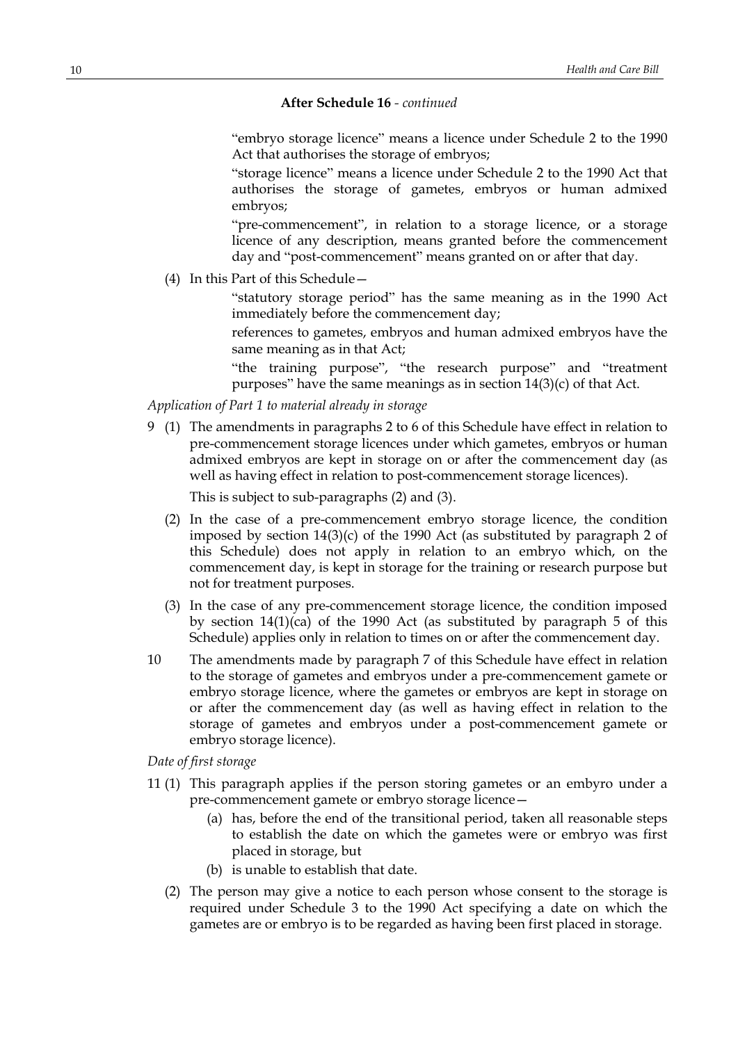**After Schedule 16** - *continued*

"embryo storage licence" means a licence under Schedule 2 to the 1990 Act that authorises the storage of embryos;

"storage licence" means a licence under Schedule 2 to the 1990 Act that authorises the storage of gametes, embryos or human admixed embryos;

"pre-commencement", in relation to a storage licence, or a storage licence of any description, means granted before the commencement day and "post-commencement" means granted on or after that day.

(4) In this Part of this Schedule—

"statutory storage period" has the same meaning as in the 1990 Act immediately before the commencement day;

references to gametes, embryos and human admixed embryos have the same meaning as in that Act;

"the training purpose", "the research purpose" and "treatment purposes" have the same meanings as in section 14(3)(c) of that Act.

*Application of Part 1 to material already in storage*

9 (1) The amendments in paragraphs 2 to 6 of this Schedule have effect in relation to pre-commencement storage licences under which gametes, embryos or human admixed embryos are kept in storage on or after the commencement day (as well as having effect in relation to post-commencement storage licences).

This is subject to sub-paragraphs (2) and (3).

(2) In the case of a pre-commencement embryo storage licence, the condition imposed by section 14(3)(c) of the 1990 Act (as substituted by paragraph 2 of this Schedule) does not apply in relation to an embryo which, on the commencement day, is kept in storage for the training or research purpose but not for treatment purposes.

(3) In the case of any pre-commencement storage licence, the condition imposed by section 14(1)(ca) of the 1990 Act (as substituted by paragraph 5 of this Schedule) applies only in relation to times on or after the commencement day.

10 The amendments made by paragraph 7 of this Schedule have effect in relation to the storage of gametes and embryos under a pre-commencement gamete or embryo storage licence, where the gametes or embryos are kept in storage on or after the commencement day (as well as having effect in relation to the storage of gametes and embryos under a post-commencement gamete or embryo storage licence).

*Date of first storage*

11 (1) This paragraph applies if the person storing gametes or an embyro under a pre-commencement gamete or embryo storage licence—

(a) has, before the end of the transitional period, taken all reasonable steps to establish the date on which the gametes were or embryo was first placed in storage, but

(b) is unable to establish that date.

(2) The person may give a notice to each person whose consent to the storage is required under Schedule 3 to the 1990 Act specifying a date on which the gametes are or embryo is to be regarded as having been first placed in storage.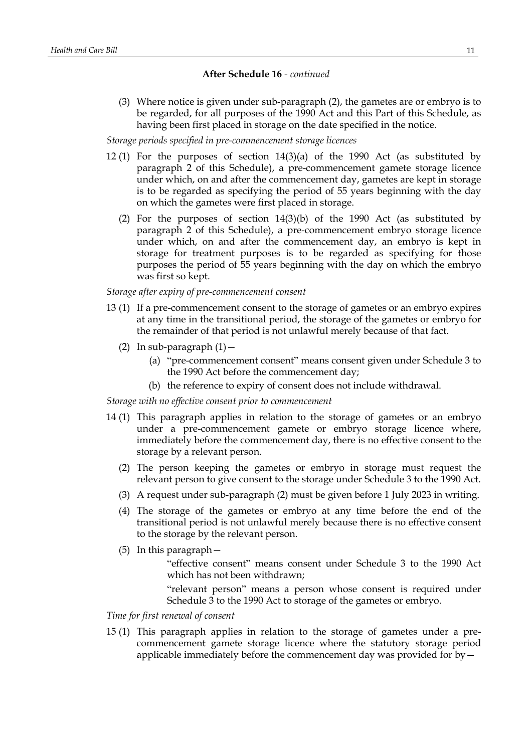**After Schedule 16** - *continued*

(3) Where notice is given under sub-paragraph (2), the gametes are or embryo is to be regarded, for all purposes of the 1990 Act and this Part of this Schedule, as having been first placed in storage on the date specified in the notice.

*Storage periods specified in pre-commencement storage licences*

12 (1) For the purposes of section 14(3)(a) of the 1990 Act (as substituted by paragraph 2 of this Schedule), a pre-commencement gamete storage licence under which, on and after the commencement day, gametes are kept in storage is to be regarded as specifying the period of 55 years beginning with the day on which the gametes were first placed in storage.

(2) For the purposes of section 14(3)(b) of the 1990 Act (as substituted by paragraph 2 of this Schedule), a pre-commencement embryo storage licence under which, on and after the commencement day, an embryo is kept in storage for treatment purposes is to be regarded as specifying for those purposes the period of 55 years beginning with the day on which the embryo was first so kept.

*Storage after expiry of pre-commencement consent*

13 (1) If a pre-commencement consent to the storage of gametes or an embryo expires at any time in the transitional period, the storage of the gametes or embryo for the remainder of that period is not unlawful merely because of that fact.

(2) In sub-paragraph (1)—

(a) "pre-commencement consent" means consent given under Schedule 3 to the 1990 Act before the commencement day;

(b) the reference to expiry of consent does not include withdrawal.

*Storage with no effective consent prior to commencement*

14 (1) This paragraph applies in relation to the storage of gametes or an embryo under a pre-commencement gamete or embryo storage licence where, immediately before the commencement day, there is no effective consent to the storage by a relevant person.

(2) The person keeping the gametes or embryo in storage must request the relevant person to give consent to the storage under Schedule 3 to the 1990 Act.

(3) A request under sub-paragraph (2) must be given before 1 July 2023 in writing.

(4) The storage of the gametes or embryo at any time before the end of the transitional period is not unlawful merely because there is no effective consent to the storage by the relevant person.

(5) In this paragraph—

"effective consent" means consent under Schedule 3 to the 1990 Act which has not been withdrawn;

"relevant person" means a person whose consent is required under Schedule 3 to the 1990 Act to storage of the gametes or embryo.

*Time for first renewal of consent*

15 (1) This paragraph applies in relation to the storage of gametes under a pre-commencement gamete storage licence where the statutory storage period applicable immediately before the commencement day was provided for by—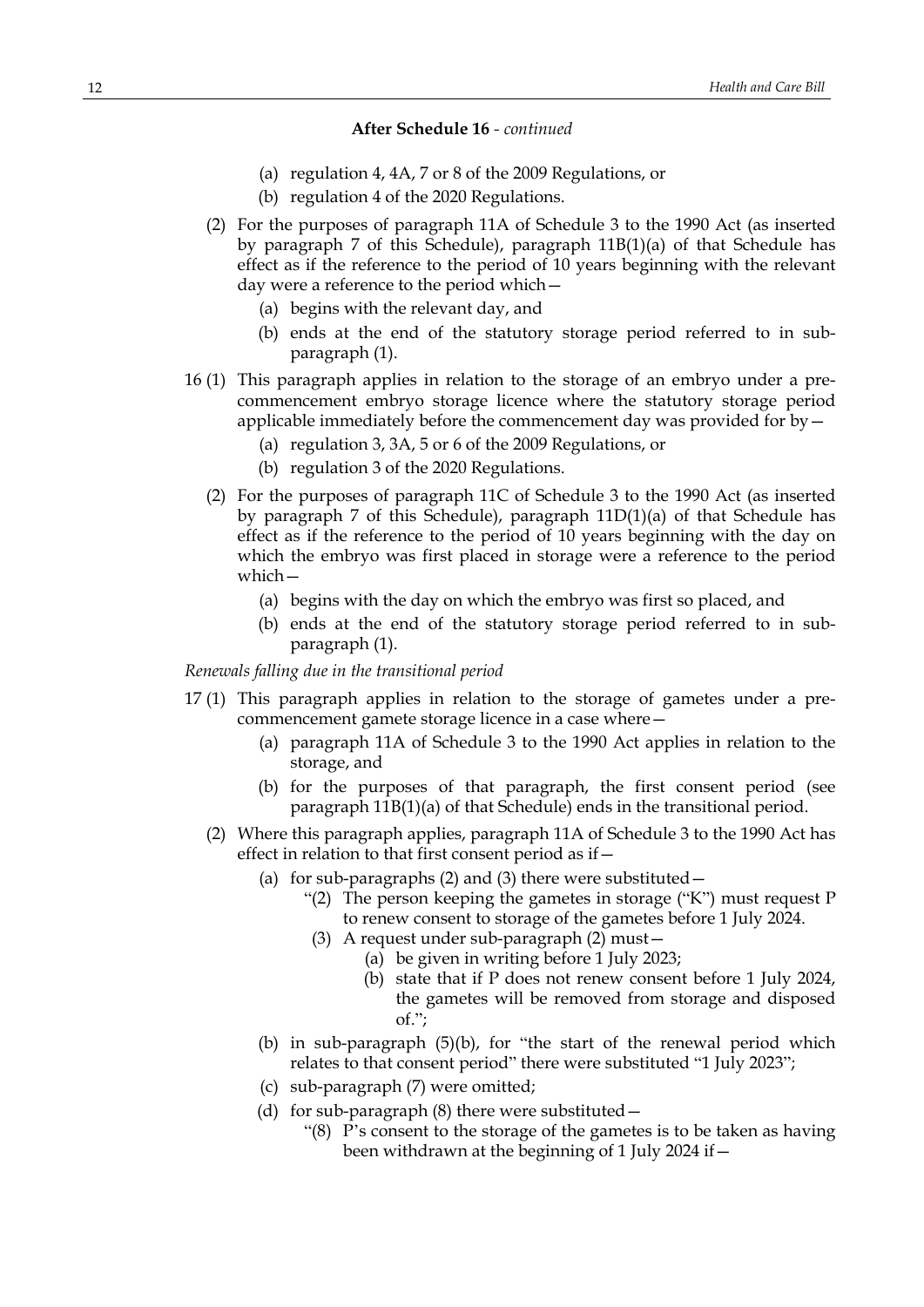**After Schedule 16** - *continued*

(a) regulation 4, 4A, 7 or 8 of the 2009 Regulations, or

(b) regulation 4 of the 2020 Regulations.

(2) For the purposes of paragraph 11A of Schedule 3 to the 1990 Act (as inserted by paragraph 7 of this Schedule), paragraph 11B(1)(a) of that Schedule has effect as if the reference to the period of 10 years beginning with the relevant day were a reference to the period which—

(a) begins with the relevant day, and

(b) ends at the end of the statutory storage period referred to in sub-paragraph (1).

16 (1) This paragraph applies in relation to the storage of an embryo under a pre-commencement embryo storage licence where the statutory storage period applicable immediately before the commencement day was provided for by—

(a) regulation 3, 3A, 5 or 6 of the 2009 Regulations, or

(b) regulation 3 of the 2020 Regulations.

(2) For the purposes of paragraph 11C of Schedule 3 to the 1990 Act (as inserted by paragraph 7 of this Schedule), paragraph 11D(1)(a) of that Schedule has effect as if the reference to the period of 10 years beginning with the day on which the embryo was first placed in storage were a reference to the period which—

(a) begins with the day on which the embryo was first so placed, and

(b) ends at the end of the statutory storage period referred to in sub-paragraph (1).

*Renewals falling due in the transitional period*

17 (1) This paragraph applies in relation to the storage of gametes under a pre-commencement gamete storage licence in a case where—

(a) paragraph 11A of Schedule 3 to the 1990 Act applies in relation to the storage, and

(b) for the purposes of that paragraph, the first consent period (see paragraph 11B(1)(a) of that Schedule) ends in the transitional period.

(2) Where this paragraph applies, paragraph 11A of Schedule 3 to the 1990 Act has effect in relation to that first consent period as if—

(a) for sub-paragraphs (2) and (3) there were substituted—

"(2) The person keeping the gametes in storage ("K") must request P to renew consent to storage of the gametes before 1 July 2024.

(3) A request under sub-paragraph (2) must—

(a) be given in writing before 1 July 2023;

(b) state that if P does not renew consent before 1 July 2024, the gametes will be removed from storage and disposed of.";

(b) in sub-paragraph (5)(b), for "the start of the renewal period which relates to that consent period" there were substituted "1 July 2023";

(c) sub-paragraph (7) were omitted;

(d) for sub-paragraph (8) there were substituted—

"(8) P's consent to the storage of the gametes is to be taken as having been withdrawn at the beginning of 1 July 2024 if—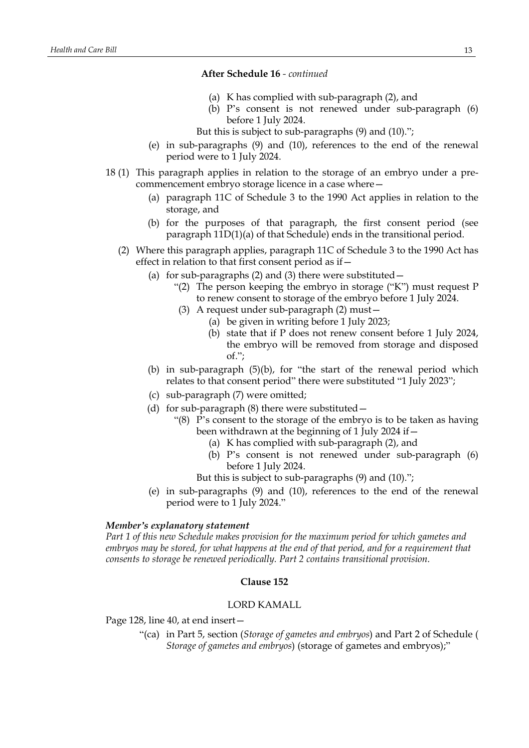**After Schedule 16** - *continued*

(a) K has complied with sub-paragraph (2), and

(b) P's consent is not renewed under sub-paragraph (6) before 1 July 2024.

But this is subject to sub-paragraphs (9) and (10).";

(e) in sub-paragraphs (9) and (10), references to the end of the renewal period were to 1 July 2024.

18 (1) This paragraph applies in relation to the storage of an embryo under a pre-commencement embryo storage licence in a case where—

(a) paragraph 11C of Schedule 3 to the 1990 Act applies in relation to the storage, and

(b) for the purposes of that paragraph, the first consent period (see paragraph 11D(1)(a) of that Schedule) ends in the transitional period.

(2) Where this paragraph applies, paragraph 11C of Schedule 3 to the 1990 Act has effect in relation to that first consent period as if—

(a) for sub-paragraphs (2) and (3) there were substituted—

"(2) The person keeping the embryo in storage ("K") must request P to renew consent to storage of the embryo before 1 July 2024.

(3) A request under sub-paragraph (2) must—

(a) be given in writing before 1 July 2023;

(b) state that if P does not renew consent before 1 July 2024, the embryo will be removed from storage and disposed of.";

(b) in sub-paragraph (5)(b), for "the start of the renewal period which relates to that consent period" there were substituted "1 July 2023";

(c) sub-paragraph (7) were omitted;

(d) for sub-paragraph (8) there were substituted—

"(8) P's consent to the storage of the embryo is to be taken as having been withdrawn at the beginning of 1 July 2024 if—

(a) K has complied with sub-paragraph (2), and

(b) P's consent is not renewed under sub-paragraph (6) before 1 July 2024.

But this is subject to sub-paragraphs (9) and (10).";

(e) in sub-paragraphs (9) and (10), references to the end of the renewal period were to 1 July 2024."

***Member's explanatory statement***

*Part 1 of this new Schedule makes provision for the maximum period for which gametes and embryos may be stored, for what happens at the end of that period, and for a requirement that consents to storage be renewed periodically. Part 2 contains transitional provision.*

**Clause 152**

LORD KAMALL

Page 128, line 40, at end insert—

"(ca) in Part 5, section (*Storage of gametes and embryos*) and Part 2 of Schedule (*Storage of gametes and embryos*) (storage of gametes and embryos);"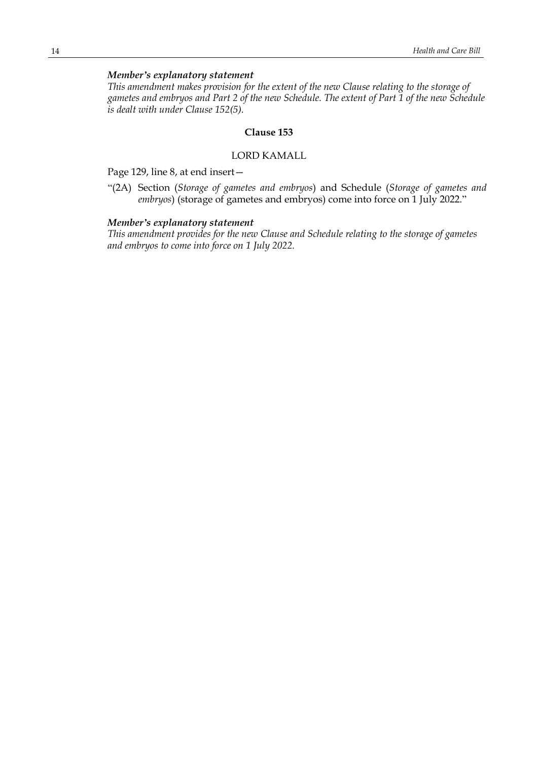***Member's explanatory statement***

*This amendment makes provision for the extent of the new Clause relating to the storage of gametes and embryos and Part 2 of the new Schedule. The extent of Part 1 of the new Schedule is dealt with under Clause 152(5).*

**Clause 153**

LORD KAMALL

Page 129, line 8, at end insert—

"(2A) Section (*Storage of gametes and embryos*) and Schedule (*Storage of gametes and embryos*) (storage of gametes and embryos) come into force on 1 July 2022."

***Member's explanatory statement***

*This amendment provides for the new Clause and Schedule relating to the storage of gametes and embryos to come into force on 1 July 2022.*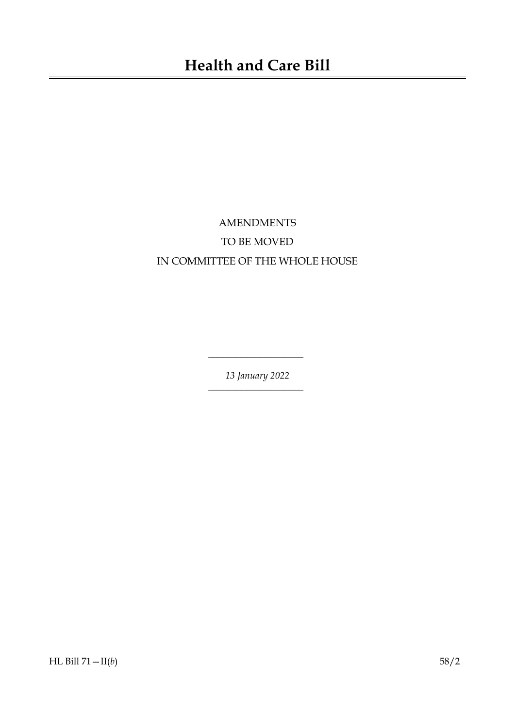# Health and Care Bill

AMENDMENTS

TO BE MOVED

IN COMMITTEE OF THE WHOLE HOUSE

---

*13 January 2022*

---

HL Bill 71—II(*b*)

58/2